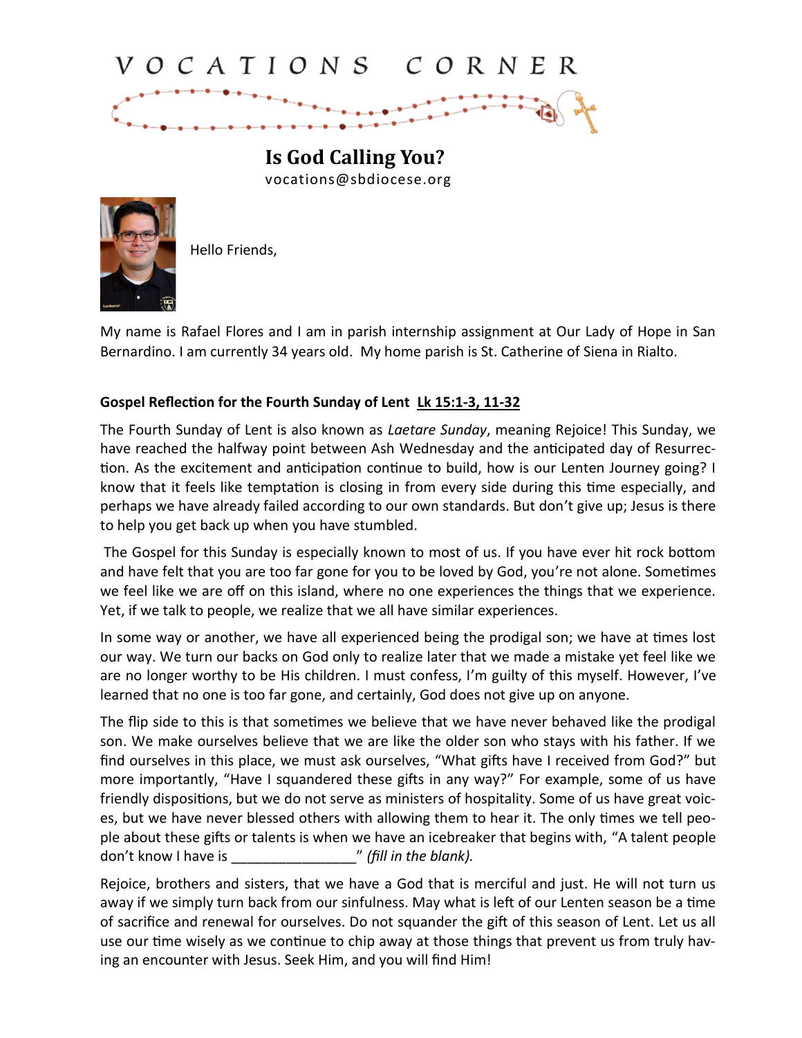# VOCATIONS CORNER

## Is God Calling You?

vocations@sbdiocese.org

Hello Friends,

My name is Rafael Flores and I am in parish internship assignment at Our Lady of Hope in San Bernardino. I am currently 34 years old. My home parish is St. Catherine of Siena in Rialto.

**Gospel Reflection for the Fourth Sunday of Lent** **Lk 15:1-3, 11-32**

The Fourth Sunday of Lent is also known as *Laetare Sunday*, meaning Rejoice! This Sunday, we have reached the halfway point between Ash Wednesday and the anticipated day of Resurrection. As the excitement and anticipation continue to build, how is our Lenten Journey going? I know that it feels like temptation is closing in from every side during this time especially, and perhaps we have already failed according to our own standards. But don't give up; Jesus is there to help you get back up when you have stumbled.

The Gospel for this Sunday is especially known to most of us. If you have ever hit rock bottom and have felt that you are too far gone for you to be loved by God, you're not alone. Sometimes we feel like we are off on this island, where no one experiences the things that we experience. Yet, if we talk to people, we realize that we all have similar experiences.

In some way or another, we have all experienced being the prodigal son; we have at times lost our way. We turn our backs on God only to realize later that we made a mistake yet feel like we are no longer worthy to be His children. I must confess, I'm guilty of this myself. However, I've learned that no one is too far gone, and certainly, God does not give up on anyone.

The flip side to this is that sometimes we believe that we have never behaved like the prodigal son. We make ourselves believe that we are like the older son who stays with his father. If we find ourselves in this place, we must ask ourselves, "What gifts have I received from God?" but more importantly, "Have I squandered these gifts in any way?" For example, some of us have friendly dispositions, but we do not serve as ministers of hospitality. Some of us have great voices, but we have never blessed others with allowing them to hear it. The only times we tell people about these gifts or talents is when we have an icebreaker that begins with, "A talent people don't know I have is ________________" *(fill in the blank).*

Rejoice, brothers and sisters, that we have a God that is merciful and just. He will not turn us away if we simply turn back from our sinfulness. May what is left of our Lenten season be a time of sacrifice and renewal for ourselves. Do not squander the gift of this season of Lent. Let us all use our time wisely as we continue to chip away at those things that prevent us from truly having an encounter with Jesus. Seek Him, and you will find Him!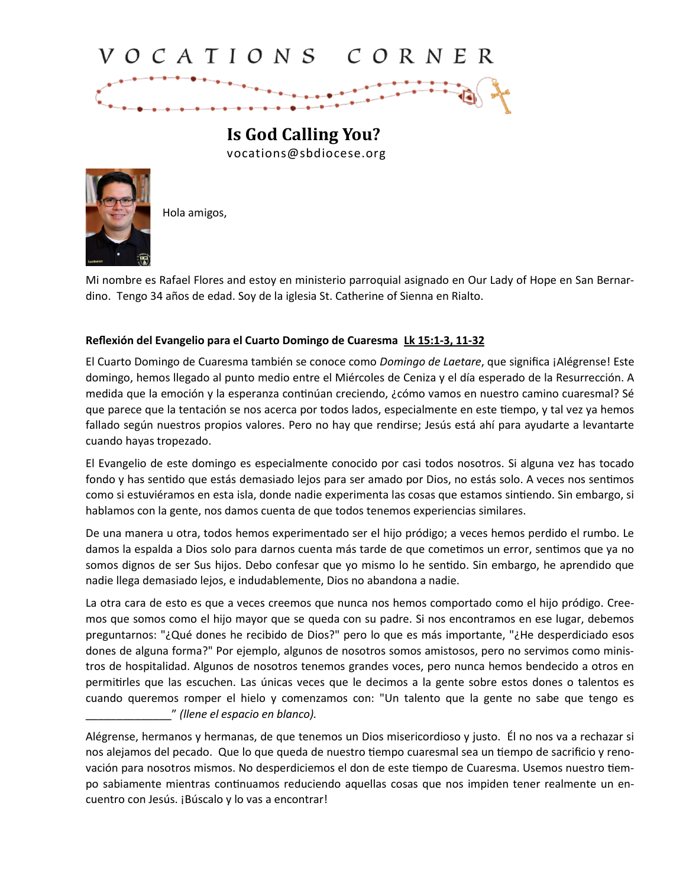# VOCATIONS CORNER

## Is God Calling You?

vocations@sbdiocese.org

Hola amigos,

Mi nombre es Rafael Flores and estoy en ministerio parroquial asignado en Our Lady of Hope en San Bernardino. Tengo 34 años de edad. Soy de la iglesia St. Catherine of Sienna en Rialto.

**Reflexión del Evangelio para el Cuarto Domingo de Cuaresma** **Lk 15:1-3, 11-32**

El Cuarto Domingo de Cuaresma también se conoce como *Domingo de Laetare*, que significa ¡Alégrense! Este domingo, hemos llegado al punto medio entre el Miércoles de Ceniza y el día esperado de la Resurrección. A medida que la emoción y la esperanza continúan creciendo, ¿cómo vamos en nuestro camino cuaresmal? Sé que parece que la tentación se nos acerca por todos lados, especialmente en este tiempo, y tal vez ya hemos fallado según nuestros propios valores. Pero no hay que rendirse; Jesús está ahí para ayudarte a levantarte cuando hayas tropezado.

El Evangelio de este domingo es especialmente conocido por casi todos nosotros. Si alguna vez has tocado fondo y has sentido que estás demasiado lejos para ser amado por Dios, no estás solo. A veces nos sentimos como si estuviéramos en esta isla, donde nadie experimenta las cosas que estamos sintiendo. Sin embargo, si hablamos con la gente, nos damos cuenta de que todos tenemos experiencias similares.

De una manera u otra, todos hemos experimentado ser el hijo pródigo; a veces hemos perdido el rumbo. Le damos la espalda a Dios solo para darnos cuenta más tarde de que cometimos un error, sentimos que ya no somos dignos de ser Sus hijos. Debo confesar que yo mismo lo he sentido. Sin embargo, he aprendido que nadie llega demasiado lejos, e indudablemente, Dios no abandona a nadie.

La otra cara de esto es que a veces creemos que nunca nos hemos comportado como el hijo pródigo. Creemos que somos como el hijo mayor que se queda con su padre. Si nos encontramos en ese lugar, debemos preguntarnos: "¿Qué dones he recibido de Dios?" pero lo que es más importante, "¿He desperdiciado esos dones de alguna forma?" Por ejemplo, algunos de nosotros somos amistosos, pero no servimos como ministros de hospitalidad. Algunos de nosotros tenemos grandes voces, pero nunca hemos bendecido a otros en permitirles que las escuchen. Las únicas veces que le decimos a la gente sobre estos dones o talentos es cuando queremos romper el hielo y comenzamos con: "Un talento que la gente no sabe que tengo es ______________" *(llene el espacio en blanco).*

Alégrense, hermanos y hermanas, de que tenemos un Dios misericordioso y justo. Él no nos va a rechazar si nos alejamos del pecado. Que lo que queda de nuestro tiempo cuaresmal sea un tiempo de sacrificio y renovación para nosotros mismos. No desperdiciemos el don de este tiempo de Cuaresma. Usemos nuestro tiempo sabiamente mientras continuamos reduciendo aquellas cosas que nos impiden tener realmente un encuentro con Jesús. ¡Búscalo y lo vas a encontrar!